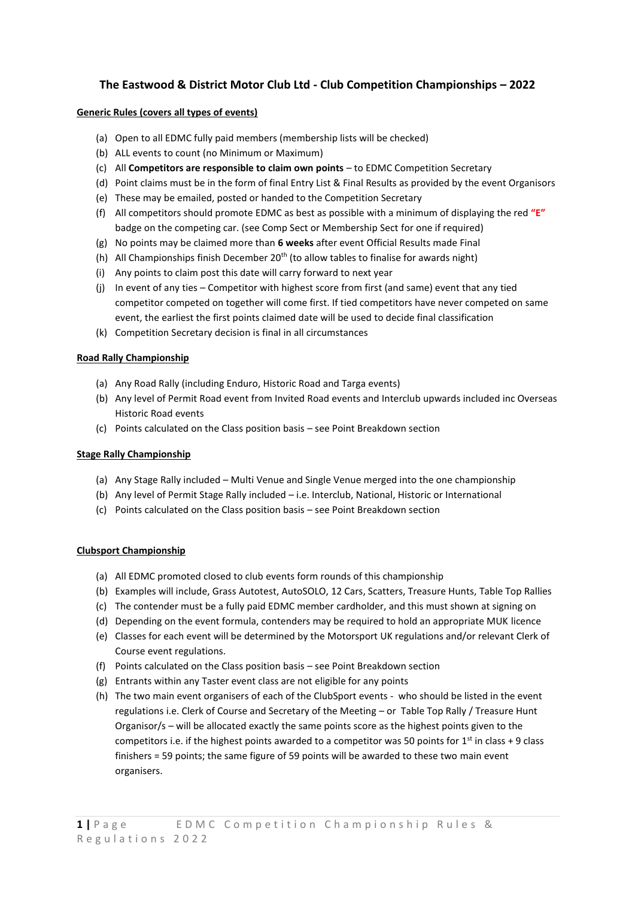# The Eastwood & District Motor Club Ltd - Club Competition Championships – 2022

**Generic Rules (covers all types of events)**

(a) Open to all EDMC fully paid members (membership lists will be checked)

(b) ALL events to count (no Minimum or Maximum)

(c) All **Competitors are responsible to claim own points** – to EDMC Competition Secretary

(d) Point claims must be in the form of final Entry List & Final Results as provided by the event Organisors

(e) These may be emailed, posted or handed to the Competition Secretary

(f) All competitors should promote EDMC as best as possible with a minimum of displaying the red **"E"** badge on the competing car. (see Comp Sect or Membership Sect for one if required)

(g) No points may be claimed more than **6 weeks** after event Official Results made Final

(h) All Championships finish December 20th (to allow tables to finalise for awards night)

(i) Any points to claim post this date will carry forward to next year

(j) In event of any ties – Competitor with highest score from first (and same) event that any tied competitor competed on together will come first. If tied competitors have never competed on same event, the earliest the first points claimed date will be used to decide final classification

(k) Competition Secretary decision is final in all circumstances

**Road Rally Championship**

(a) Any Road Rally (including Enduro, Historic Road and Targa events)

(b) Any level of Permit Road event from Invited Road events and Interclub upwards included inc Overseas Historic Road events

(c) Points calculated on the Class position basis – see Point Breakdown section

**Stage Rally Championship**

(a) Any Stage Rally included – Multi Venue and Single Venue merged into the one championship

(b) Any level of Permit Stage Rally included – i.e. Interclub, National, Historic or International

(c) Points calculated on the Class position basis – see Point Breakdown section

**Clubsport Championship**

(a) All EDMC promoted closed to club events form rounds of this championship

(b) Examples will include, Grass Autotest, AutoSOLO, 12 Cars, Scatters, Treasure Hunts, Table Top Rallies

(c) The contender must be a fully paid EDMC member cardholder, and this must shown at signing on

(d) Depending on the event formula, contenders may be required to hold an appropriate MUK licence

(e) Classes for each event will be determined by the Motorsport UK regulations and/or relevant Clerk of Course event regulations.

(f) Points calculated on the Class position basis – see Point Breakdown section

(g) Entrants within any Taster event class are not eligible for any points

(h) The two main event organisers of each of the ClubSport events - who should be listed in the event regulations i.e. Clerk of Course and Secretary of the Meeting – or Table Top Rally / Treasure Hunt Organisor/s – will be allocated exactly the same points score as the highest points given to the competitors i.e. if the highest points awarded to a competitor was 50 points for 1st in class + 9 class finishers = 59 points; the same figure of 59 points will be awarded to these two main event organisers.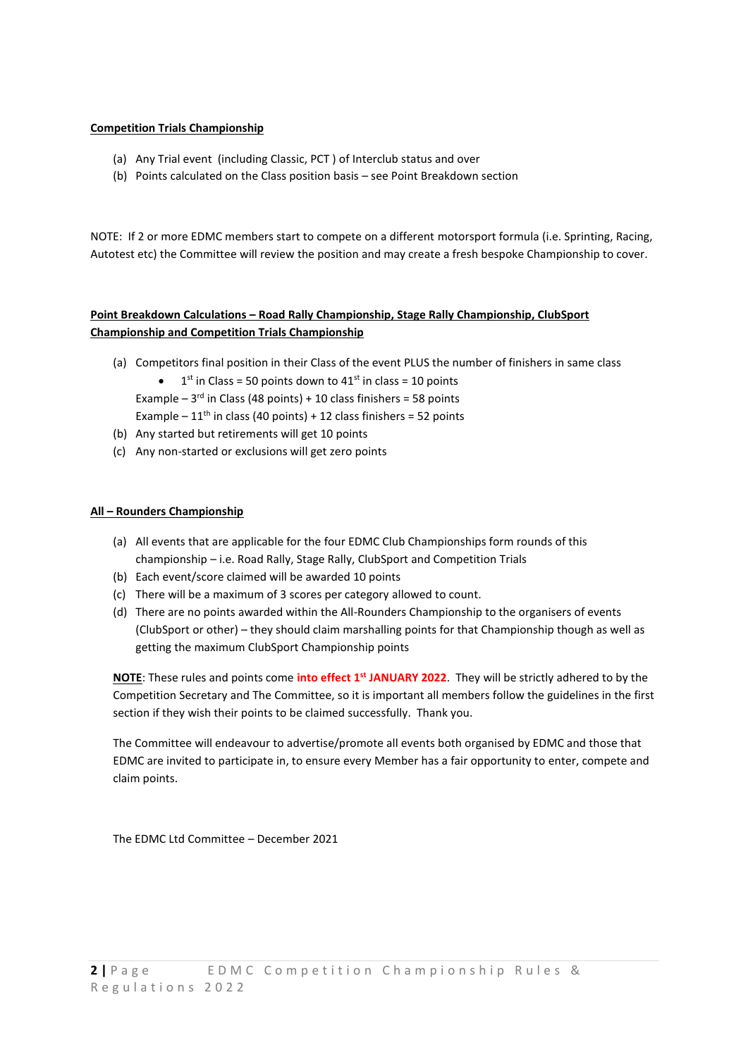**Competition Trials Championship**

(a) Any Trial event (including Classic, PCT ) of Interclub status and over
(b) Points calculated on the Class position basis – see Point Breakdown section

NOTE: If 2 or more EDMC members start to compete on a different motorsport formula (i.e. Sprinting, Racing, Autotest etc) the Committee will review the position and may create a fresh bespoke Championship to cover.

**Point Breakdown Calculations – Road Rally Championship, Stage Rally Championship, ClubSport Championship and Competition Trials Championship**

(a) Competitors final position in their Class of the event PLUS the number of finishers in same class
    - 1st in Class = 50 points down to 41st in class = 10 points

    Example – 3rd in Class (48 points) + 10 class finishers = 58 points
    Example – 11th in class (40 points) + 12 class finishers = 52 points
(b) Any started but retirements will get 10 points
(c) Any non-started or exclusions will get zero points

**All – Rounders Championship**

(a) All events that are applicable for the four EDMC Club Championships form rounds of this championship – i.e. Road Rally, Stage Rally, ClubSport and Competition Trials
(b) Each event/score claimed will be awarded 10 points
(c) There will be a maximum of 3 scores per category allowed to count.
(d) There are no points awarded within the All-Rounders Championship to the organisers of events (ClubSport or other) – they should claim marshalling points for that Championship though as well as getting the maximum ClubSport Championship points

**NOTE**: These rules and points come **into effect 1st JANUARY 2022**. They will be strictly adhered to by the Competition Secretary and The Committee, so it is important all members follow the guidelines in the first section if they wish their points to be claimed successfully. Thank you.

The Committee will endeavour to advertise/promote all events both organised by EDMC and those that EDMC are invited to participate in, to ensure every Member has a fair opportunity to enter, compete and claim points.

The EDMC Ltd Committee – December 2021